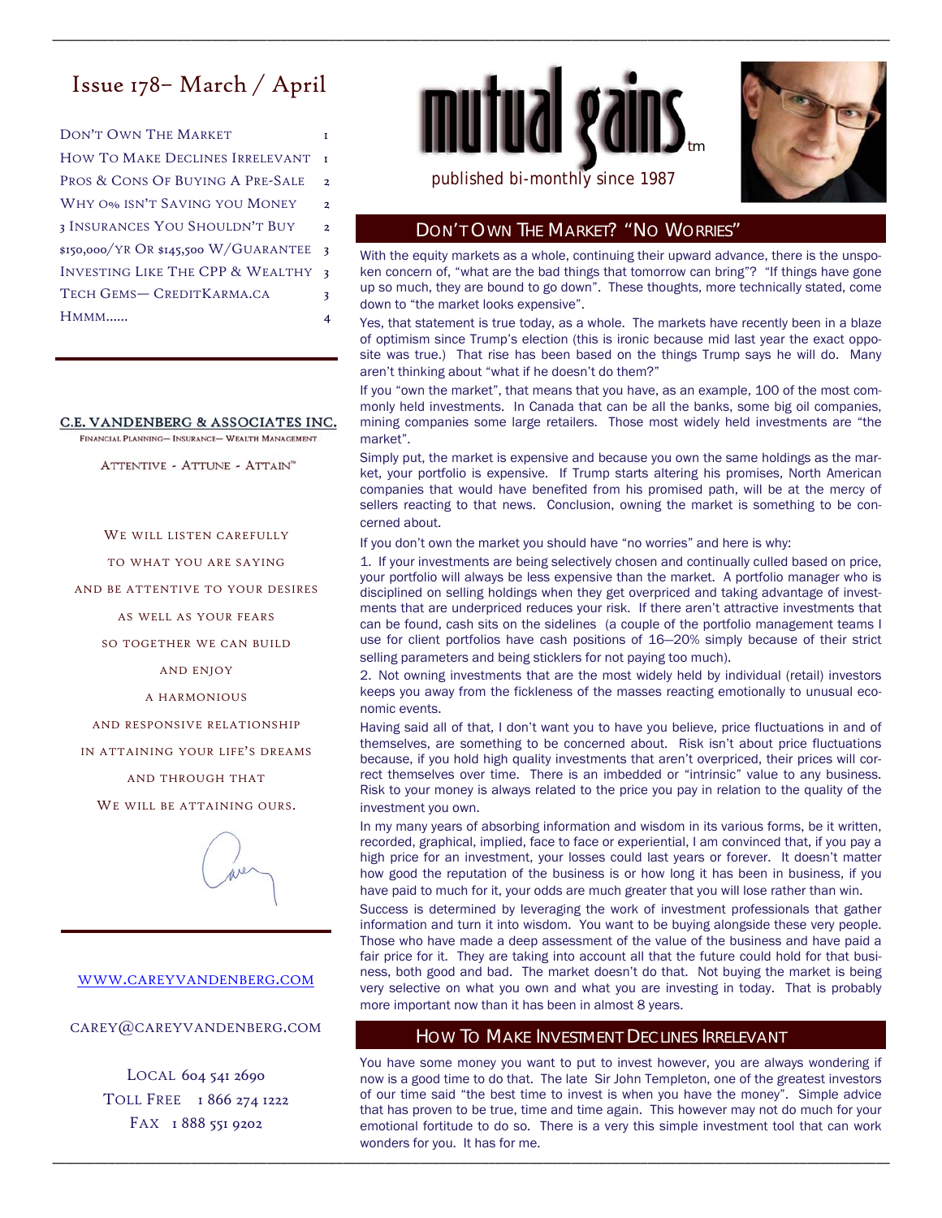# Issue 178– March / April

| | |
|---|---|
| Don't Own The Market | 1 |
| How To Make Declines Irrelevant | 1 |
| Pros & Cons Of Buying A Pre-Sale | 2 |
| Why 0% Isn't Saving you Money | 2 |
| 3 Insurances You Shouldn't Buy | 2 |
| $150,000/yr Or $145,500 W/Guarantee | 3 |
| Investing Like The CPP & Wealthy | 3 |
| Tech Gems— CreditKarma.ca | 3 |
| Hmmm...... | 4 |

**C.E. VANDENBERG & ASSOCIATES INC.**

FINANCIAL PLANNING— INSURANCE— WEALTH MANAGEMENT

ATTENTIVE - ATTUNE - ATTAIN™

WE WILL LISTEN CAREFULLY
TO WHAT YOU ARE SAYING
AND BE ATTENTIVE TO YOUR DESIRES
AS WELL AS YOUR FEARS
SO TOGETHER WE CAN BUILD
AND ENJOY
A HARMONIOUS
AND RESPONSIVE RELATIONSHIP
IN ATTAINING YOUR LIFE'S DREAMS
AND THROUGH THAT
WE WILL BE ATTAINING OURS.

WWW.CAREYVANDENBERG.COM

CAREY@CAREYVANDENBERG.COM

LOCAL 604 541 2690
TOLL FREE 1 866 274 1222
FAX 1 888 551 9202

# mutual gains™

published bi-monthly since 1987

## Don't Own The Market? "No Worries"

With the equity markets as a whole, continuing their upward advance, there is the unspoken concern of, "what are the bad things that tomorrow can bring"? "If things have gone up so much, they are bound to go down". These thoughts, more technically stated, come down to "the market looks expensive".

Yes, that statement is true today, as a whole. The markets have recently been in a blaze of optimism since Trump's election (this is ironic because mid last year the exact opposite was true.) That rise has been based on the things Trump says he will do. Many aren't thinking about "what if he doesn't do them?"

If you "own the market", that means that you have, as an example, 100 of the most commonly held investments. In Canada that can be all the banks, some big oil companies, mining companies some large retailers. Those most widely held investments are "the market".

Simply put, the market is expensive and because you own the same holdings as the market, your portfolio is expensive. If Trump starts altering his promises, North American companies that would have benefited from his promised path, will be at the mercy of sellers reacting to that news. Conclusion, owning the market is something to be concerned about.

If you don't own the market you should have "no worries" and here is why:

1. If your investments are being selectively chosen and continually culled based on price, your portfolio will always be less expensive than the market. A portfolio manager who is disciplined on selling holdings when they get overpriced and taking advantage of investments that are underpriced reduces your risk. If there aren't attractive investments that can be found, cash sits on the sidelines (a couple of the portfolio management teams I use for client portfolios have cash positions of 16—20% simply because of their strict selling parameters and being sticklers for not paying too much).

2. Not owning investments that are the most widely held by individual (retail) investors keeps you away from the fickleness of the masses reacting emotionally to unusual economic events.

Having said all of that, I don't want you to have you believe, price fluctuations in and of themselves, are something to be concerned about. Risk isn't about price fluctuations because, if you hold high quality investments that aren't overpriced, their prices will correct themselves over time. There is an imbedded or "intrinsic" value to any business. Risk to your money is always related to the price you pay in relation to the quality of the investment you own.

In my many years of absorbing information and wisdom in its various forms, be it written, recorded, graphical, implied, face to face or experiential, I am convinced that, if you pay a high price for an investment, your losses could last years or forever. It doesn't matter how good the reputation of the business is or how long it has been in business, if you have paid to much for it, your odds are much greater that you will lose rather than win.

Success is determined by leveraging the work of investment professionals that gather information and turn it into wisdom. You want to be buying alongside these very people. Those who have made a deep assessment of the value of the business and have paid a fair price for it. They are taking into account all that the future could hold for that business, both good and bad. The market doesn't do that. Not buying the market is being very selective on what you own and what you are investing in today. That is probably more important now than it has been in almost 8 years.

## How To Make Investment Declines Irrelevant

You have some money you want to put to invest however, you are always wondering if now is a good time to do that. The late Sir John Templeton, one of the greatest investors of our time said "the best time to invest is when you have the money". Simple advice that has proven to be true, time and time again. This however may not do much for your emotional fortitude to do so. There is a very this simple investment tool that can work wonders for you. It has for me.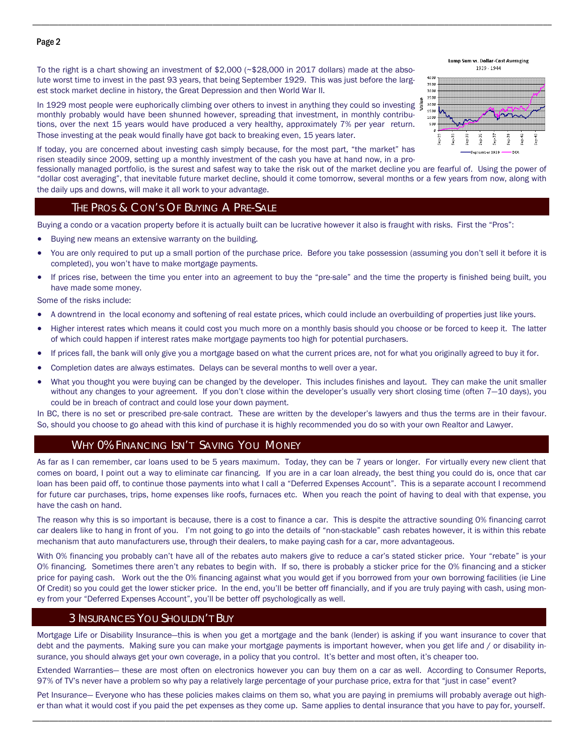To the right is a chart showing an investment of $2,000 (~$28,000 in 2017 dollars) made at the absolute worst time to invest in the past 93 years, that being September 1929. This was just before the largest stock market decline in history, the Great Depression and then World War II.

In 1929 most people were euphorically climbing over others to invest in anything they could so investing monthly probably would have been shunned however, spreading that investment, in monthly contributions, over the next 15 years would have produced a very healthy, approximately 7% per year return. Those investing at the peak would finally have got back to breaking even, 15 years later.

If today, you are concerned about investing cash simply because, for the most part, "the market" has risen steadily since 2009, setting up a monthly investment of the cash you have at hand now, in a professionally managed portfolio, is the surest and safest way to take the risk out of the market decline you are fearful of. Using the power of "dollar cost averaging", that inevitable future market decline, should it come tomorrow, several months or a few years from now, along with the daily ups and downs, will make it all work to your advantage.

## The Pros & Con's Of Buying A Pre-Sale

Buying a condo or a vacation property before it is actually built can be lucrative however it also is fraught with risks. First the "Pros":

- Buying new means an extensive warranty on the building.
- You are only required to put up a small portion of the purchase price. Before you take possession (assuming you don't sell it before it is completed), you won't have to make mortgage payments.
- If prices rise, between the time you enter into an agreement to buy the "pre-sale" and the time the property is finished being built, you have made some money.

Some of the risks include:

- A downtrend in the local economy and softening of real estate prices, which could include an overbuilding of properties just like yours.
- Higher interest rates which means it could cost you much more on a monthly basis should you choose or be forced to keep it. The latter of which could happen if interest rates make mortgage payments too high for potential purchasers.
- If prices fall, the bank will only give you a mortgage based on what the current prices are, not for what you originally agreed to buy it for.
- Completion dates are always estimates. Delays can be several months to well over a year.
- What you thought you were buying can be changed by the developer. This includes finishes and layout. They can make the unit smaller without any changes to your agreement. If you don't close within the developer's usually very short closing time (often 7—10 days), you could be in breach of contract and could lose your down payment.

In BC, there is no set or prescribed pre-sale contract. These are written by the developer's lawyers and thus the terms are in their favour. So, should you choose to go ahead with this kind of purchase it is highly recommended you do so with your own Realtor and Lawyer.

## Why 0% Financing Isn't Saving You Money

As far as I can remember, car loans used to be 5 years maximum. Today, they can be 7 years or longer. For virtually every new client that comes on board, I point out a way to eliminate car financing. If you are in a car loan already, the best thing you could do is, once that car loan has been paid off, to continue those payments into what I call a "Deferred Expenses Account". This is a separate account I recommend for future car purchases, trips, home expenses like roofs, furnaces etc. When you reach the point of having to deal with that expense, you have the cash on hand.

The reason why this is so important is because, there is a cost to finance a car. This is despite the attractive sounding 0% financing carrot car dealers like to hang in front of you. I'm not going to go into the details of "non-stackable" cash rebates however, it is within this rebate mechanism that auto manufacturers use, through their dealers, to make paying cash for a car, more advantageous.

With 0% financing you probably can't have all of the rebates auto makers give to reduce a car's stated sticker price. Your "rebate" is your 0% financing. Sometimes there aren't any rebates to begin with. If so, there is probably a sticker price for the 0% financing and a sticker price for paying cash. Work out the the 0% financing against what you would get if you borrowed from your own borrowing facilities (ie Line Of Credit) so you could get the lower sticker price. In the end, you'll be better off financially, and if you are truly paying with cash, using money from your "Deferred Expenses Account", you'll be better off psychologically as well.

## 3 Insurances You Shouldn't Buy

Mortgage Life or Disability Insurance—this is when you get a mortgage and the bank (lender) is asking if you want insurance to cover that debt and the payments. Making sure you can make your mortgage payments is important however, when you get life and / or disability insurance, you should always get your own coverage, in a policy that you control. It's better and most often, it's cheaper too.

Extended Warranties— these are most often on electronics however you can buy them on a car as well. According to Consumer Reports, 97% of TV's never have a problem so why pay a relatively large percentage of your purchase price, extra for that "just in case" event?

Pet Insurance— Everyone who has these policies makes claims on them so, what you are paying in premiums will probably average out higher than what it would cost if you paid the pet expenses as they come up. Same applies to dental insurance that you have to pay for, yourself.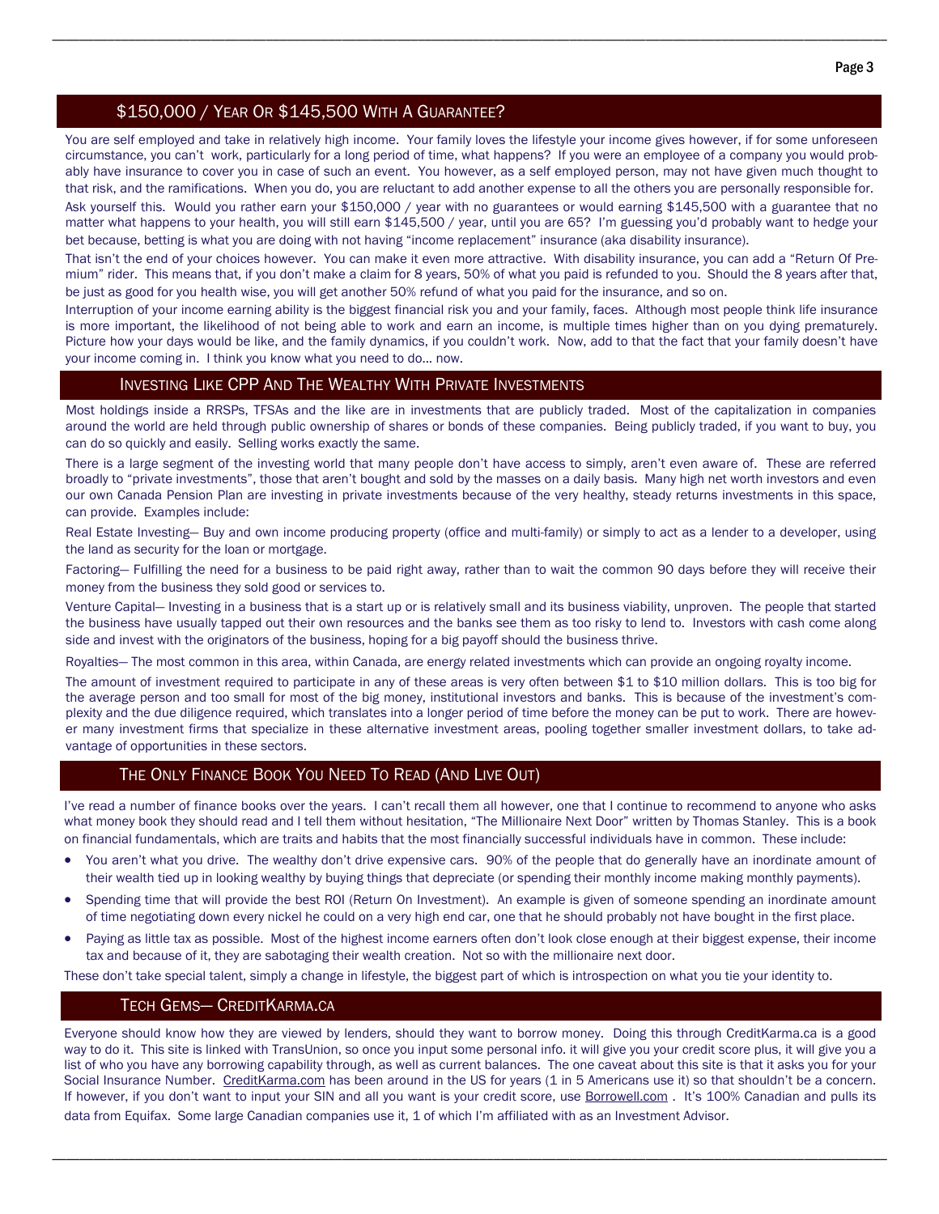## $150,000 / Year Or $145,500 With A Guarantee?

You are self employed and take in relatively high income. Your family loves the lifestyle your income gives however, if for some unforeseen circumstance, you can't work, particularly for a long period of time, what happens? If you were an employee of a company you would probably have insurance to cover you in case of such an event. You however, as a self employed person, may not have given much thought to that risk, and the ramifications. When you do, you are reluctant to add another expense to all the others you are personally responsible for.

Ask yourself this. Would you rather earn your $150,000 / year with no guarantees or would earning $145,500 with a guarantee that no matter what happens to your health, you will still earn $145,500 / year, until you are 65? I'm guessing you'd probably want to hedge your bet because, betting is what you are doing with not having "income replacement" insurance (aka disability insurance).

That isn't the end of your choices however. You can make it even more attractive. With disability insurance, you can add a "Return Of Premium" rider. This means that, if you don't make a claim for 8 years, 50% of what you paid is refunded to you. Should the 8 years after that, be just as good for you health wise, you will get another 50% refund of what you paid for the insurance, and so on.

Interruption of your income earning ability is the biggest financial risk you and your family, faces. Although most people think life insurance is more important, the likelihood of not being able to work and earn an income, is multiple times higher than on you dying prematurely. Picture how your days would be like, and the family dynamics, if you couldn't work. Now, add to that the fact that your family doesn't have your income coming in. I think you know what you need to do… now.

## Investing Like CPP And The Wealthy With Private Investments

Most holdings inside a RRSPs, TFSAs and the like are in investments that are publicly traded. Most of the capitalization in companies around the world are held through public ownership of shares or bonds of these companies. Being publicly traded, if you want to buy, you can do so quickly and easily. Selling works exactly the same.

There is a large segment of the investing world that many people don't have access to simply, aren't even aware of. These are referred broadly to "private investments", those that aren't bought and sold by the masses on a daily basis. Many high net worth investors and even our own Canada Pension Plan are investing in private investments because of the very healthy, steady returns investments in this space, can provide. Examples include:

Real Estate Investing— Buy and own income producing property (office and multi-family) or simply to act as a lender to a developer, using the land as security for the loan or mortgage.

Factoring— Fulfilling the need for a business to be paid right away, rather than to wait the common 90 days before they will receive their money from the business they sold good or services to.

Venture Capital— Investing in a business that is a start up or is relatively small and its business viability, unproven. The people that started the business have usually tapped out their own resources and the banks see them as too risky to lend to. Investors with cash come along side and invest with the originators of the business, hoping for a big payoff should the business thrive.

Royalties— The most common in this area, within Canada, are energy related investments which can provide an ongoing royalty income.

The amount of investment required to participate in any of these areas is very often between $1 to $10 million dollars. This is too big for the average person and too small for most of the big money, institutional investors and banks. This is because of the investment's complexity and the due diligence required, which translates into a longer period of time before the money can be put to work. There are however many investment firms that specialize in these alternative investment areas, pooling together smaller investment dollars, to take advantage of opportunities in these sectors.

## The Only Finance Book You Need To Read (And Live Out)

I've read a number of finance books over the years. I can't recall them all however, one that I continue to recommend to anyone who asks what money book they should read and I tell them without hesitation, "The Millionaire Next Door" written by Thomas Stanley. This is a book on financial fundamentals, which are traits and habits that the most financially successful individuals have in common. These include:

- You aren't what you drive. The wealthy don't drive expensive cars. 90% of the people that do generally have an inordinate amount of their wealth tied up in looking wealthy by buying things that depreciate (or spending their monthly income making monthly payments).
- Spending time that will provide the best ROI (Return On Investment). An example is given of someone spending an inordinate amount of time negotiating down every nickel he could on a very high end car, one that he should probably not have bought in the first place.
- Paying as little tax as possible. Most of the highest income earners often don't look close enough at their biggest expense, their income tax and because of it, they are sabotaging their wealth creation. Not so with the millionaire next door.

These don't take special talent, simply a change in lifestyle, the biggest part of which is introspection on what you tie your identity to.

## Tech Gems— CreditKarma.ca

Everyone should know how they are viewed by lenders, should they want to borrow money. Doing this through CreditKarma.ca is a good way to do it. This site is linked with TransUnion, so once you input some personal info. it will give you your credit score plus, it will give you a list of who you have any borrowing capability through, as well as current balances. The one caveat about this site is that it asks you for your Social Insurance Number. CreditKarma.com has been around in the US for years (1 in 5 Americans use it) so that shouldn't be a concern. If however, if you don't want to input your SIN and all you want is your credit score, use Borrowell.com . It's 100% Canadian and pulls its data from Equifax. Some large Canadian companies use it, 1 of which I'm affiliated with as an Investment Advisor.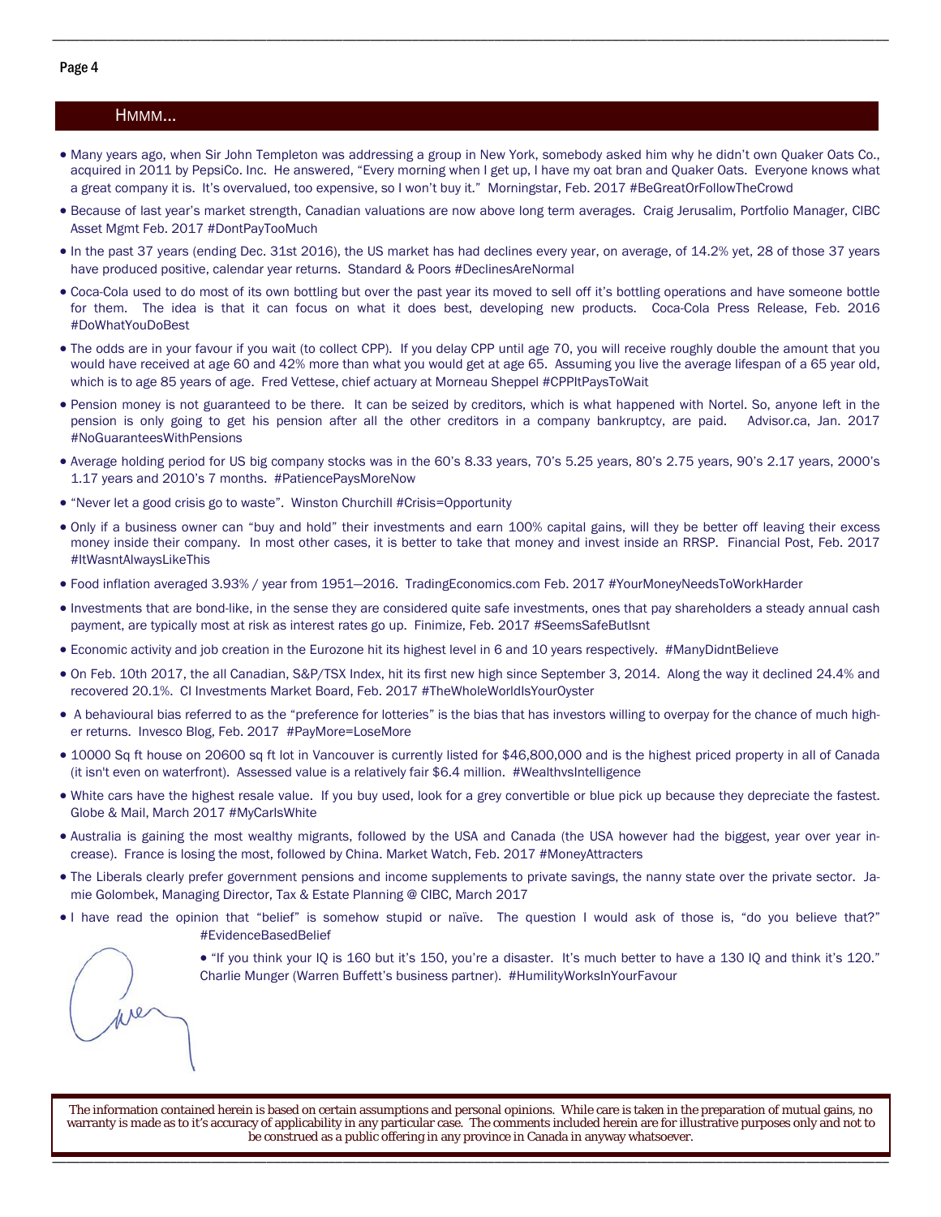## HMMM…

- Many years ago, when Sir John Templeton was addressing a group in New York, somebody asked him why he didn't own Quaker Oats Co., acquired in 2011 by PepsiCo. Inc. He answered, "Every morning when I get up, I have my oat bran and Quaker Oats. Everyone knows what a great company it is. It's overvalued, too expensive, so I won't buy it." Morningstar, Feb. 2017 #BeGreatOrFollowTheCrowd
- Because of last year's market strength, Canadian valuations are now above long term averages. Craig Jerusalim, Portfolio Manager, CIBC Asset Mgmt Feb. 2017 #DontPayTooMuch
- In the past 37 years (ending Dec. 31st 2016), the US market has had declines every year, on average, of 14.2% yet, 28 of those 37 years have produced positive, calendar year returns. Standard & Poors #DeclinesAreNormal
- Coca-Cola used to do most of its own bottling but over the past year its moved to sell off it's bottling operations and have someone bottle for them. The idea is that it can focus on what it does best, developing new products. Coca-Cola Press Release, Feb. 2016 #DoWhatYouDoBest
- The odds are in your favour if you wait (to collect CPP). If you delay CPP until age 70, you will receive roughly double the amount that you would have received at age 60 and 42% more than what you would get at age 65. Assuming you live the average lifespan of a 65 year old, which is to age 85 years of age. Fred Vettese, chief actuary at Morneau Sheppel #CPPItPaysToWait
- Pension money is not guaranteed to be there. It can be seized by creditors, which is what happened with Nortel. So, anyone left in the pension is only going to get his pension after all the other creditors in a company bankruptcy, are paid. Advisor.ca, Jan. 2017 #NoGuaranteesWithPensions
- Average holding period for US big company stocks was in the 60's 8.33 years, 70's 5.25 years, 80's 2.75 years, 90's 2.17 years, 2000's 1.17 years and 2010's 7 months. #PatiencePaysMoreNow
- "Never let a good crisis go to waste". Winston Churchill #Crisis=Opportunity
- Only if a business owner can "buy and hold" their investments and earn 100% capital gains, will they be better off leaving their excess money inside their company. In most other cases, it is better to take that money and invest inside an RRSP. Financial Post, Feb. 2017 #ItWasntAlwaysLikeThis
- Food inflation averaged 3.93% / year from 1951—2016. TradingEconomics.com Feb. 2017 #YourMoneyNeedsToWorkHarder
- Investments that are bond-like, in the sense they are considered quite safe investments, ones that pay shareholders a steady annual cash payment, are typically most at risk as interest rates go up. Finimize, Feb. 2017 #SeemsSafeButIsnt
- Economic activity and job creation in the Eurozone hit its highest level in 6 and 10 years respectively. #ManyDidntBelieve
- On Feb. 10th 2017, the all Canadian, S&P/TSX Index, hit its first new high since September 3, 2014. Along the way it declined 24.4% and recovered 20.1%. CI Investments Market Board, Feb. 2017 #TheWholeWorldIsYourOyster
- A behavioural bias referred to as the "preference for lotteries" is the bias that has investors willing to overpay for the chance of much higher returns. Invesco Blog, Feb. 2017 #PayMore=LoseMore
- 10000 Sq ft house on 20600 sq ft lot in Vancouver is currently listed for $46,800,000 and is the highest priced property in all of Canada (it isn't even on waterfront). Assessed value is a relatively fair $6.4 million. #WealthvsIntelligence
- White cars have the highest resale value. If you buy used, look for a grey convertible or blue pick up because they depreciate the fastest. Globe & Mail, March 2017 #MyCarIsWhite
- Australia is gaining the most wealthy migrants, followed by the USA and Canada (the USA however had the biggest, year over year increase). France is losing the most, followed by China. Market Watch, Feb. 2017 #MoneyAttracters
- The Liberals clearly prefer government pensions and income supplements to private savings, the nanny state over the private sector. Jamie Golombek, Managing Director, Tax & Estate Planning @ CIBC, March 2017
- I have read the opinion that "belief" is somehow stupid or naïve. The question I would ask of those is, "do you believe that?" #EvidenceBasedBelief
- "If you think your IQ is 160 but it's 150, you're a disaster. It's much better to have a 130 IQ and think it's 120." Charlie Munger (Warren Buffett's business partner). #HumilityWorksInYourFavour

The information contained herein is based on certain assumptions and personal opinions. While care is taken in the preparation of mutual gains, no warranty is made as to it's accuracy of applicability in any particular case. The comments included herein are for illustrative purposes only and not to be construed as a public offering in any province in Canada in anyway whatsoever.